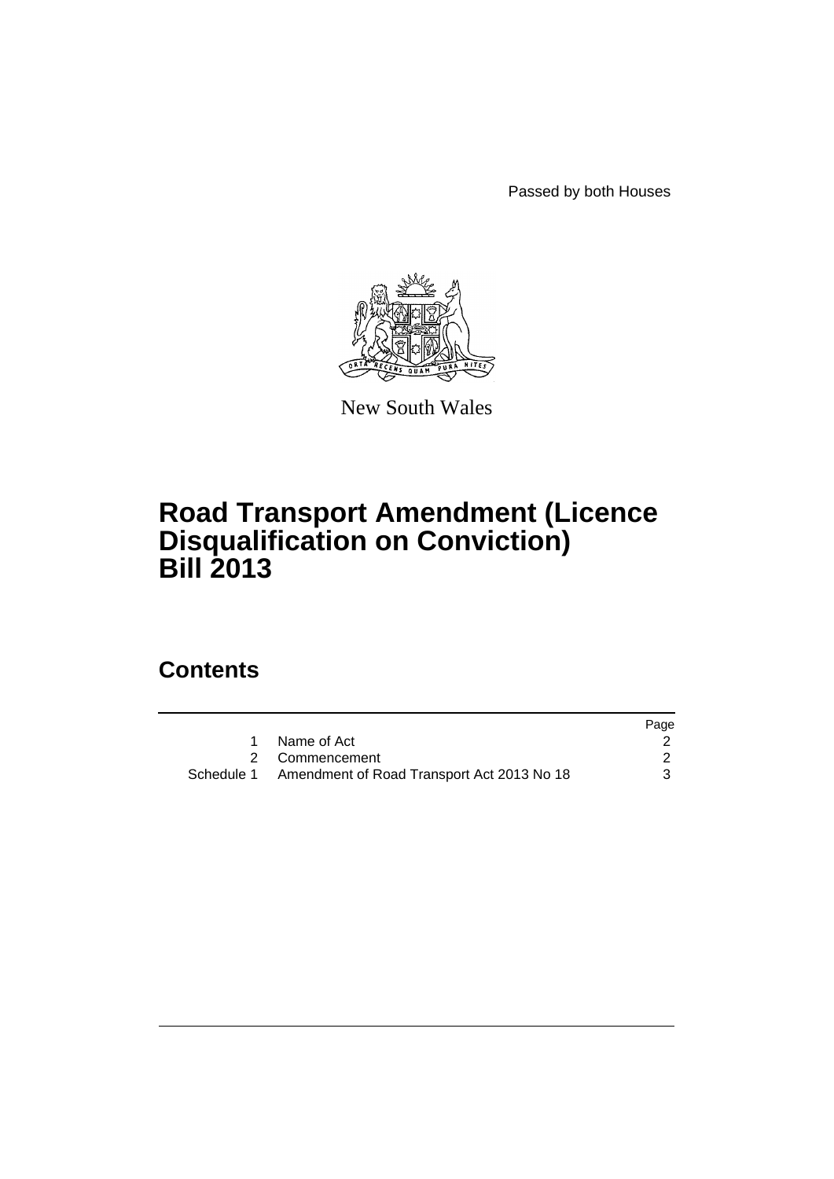Passed by both Houses

New South Wales

# Road Transport Amendment (Licence Disqualification on Conviction) Bill 2013

## Contents

| | | Page |
|---|---|---|
| 1 | Name of Act | 2 |
| 2 | Commencement | 2 |
| Schedule 1 | Amendment of Road Transport Act 2013 No 18 | 3 |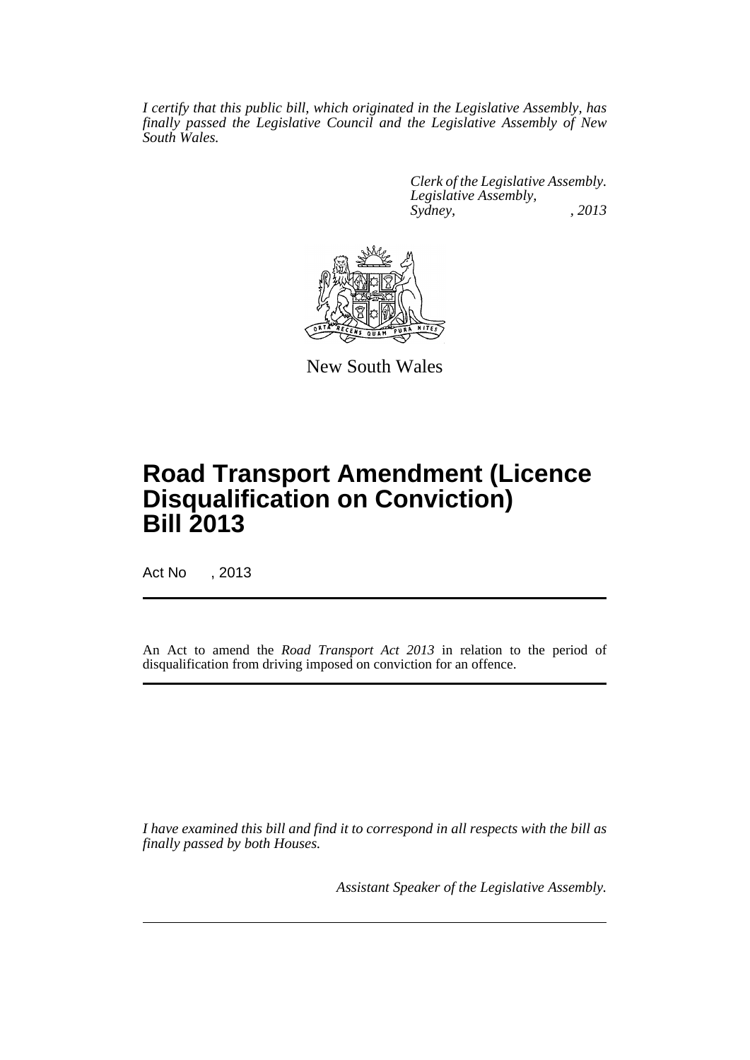*I certify that this public bill, which originated in the Legislative Assembly, has finally passed the Legislative Council and the Legislative Assembly of New South Wales.*

*Clerk of the Legislative Assembly.*
*Legislative Assembly,*
*Sydney, , 2013*

New South Wales

# Road Transport Amendment (Licence Disqualification on Conviction) Bill 2013

Act No , 2013

An Act to amend the *Road Transport Act 2013* in relation to the period of disqualification from driving imposed on conviction for an offence.

*I have examined this bill and find it to correspond in all respects with the bill as finally passed by both Houses.*

*Assistant Speaker of the Legislative Assembly.*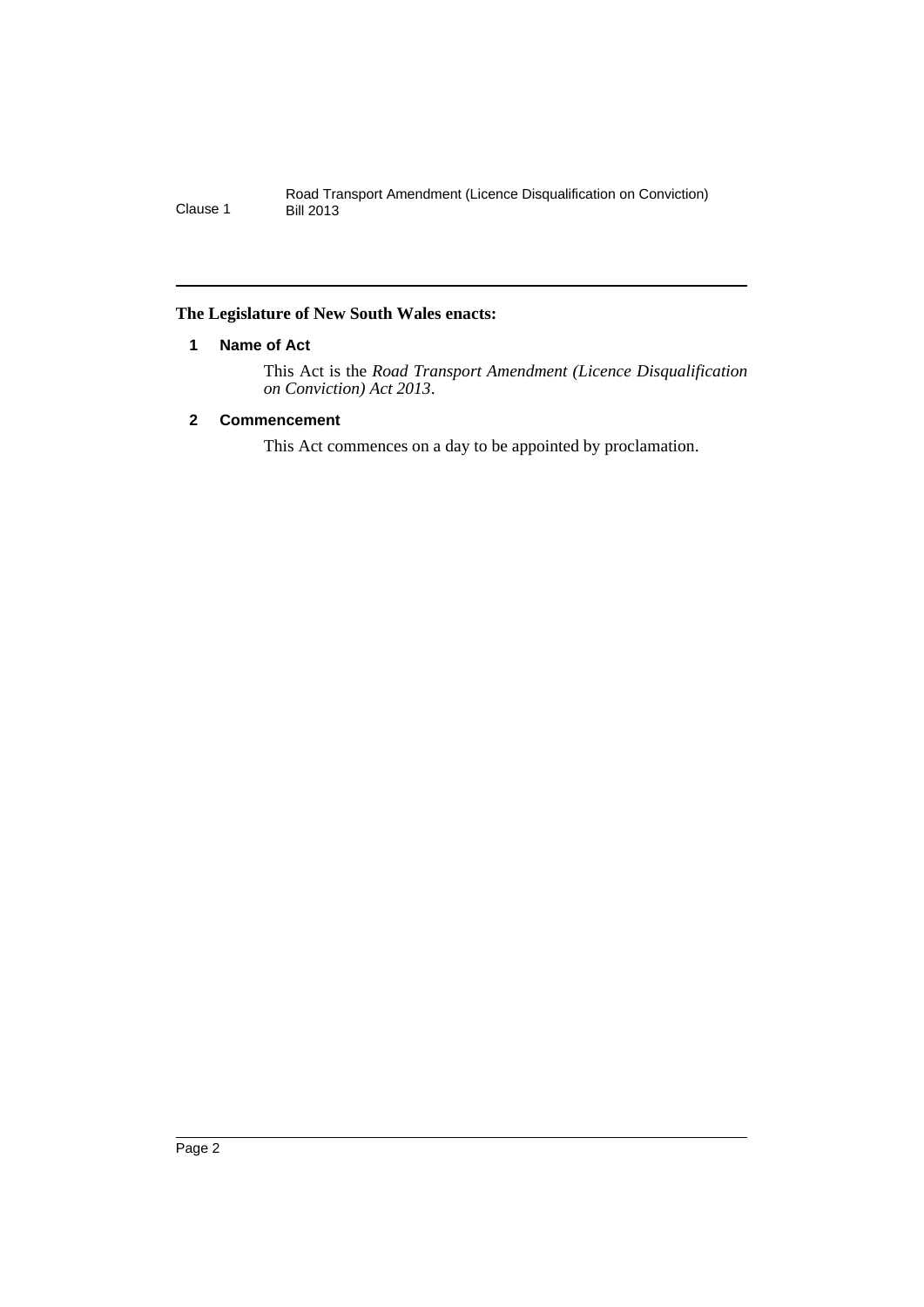**The Legislature of New South Wales enacts:**

### 1 Name of Act

This Act is the *Road Transport Amendment (Licence Disqualification on Conviction) Act 2013*.

### 2 Commencement

This Act commences on a day to be appointed by proclamation.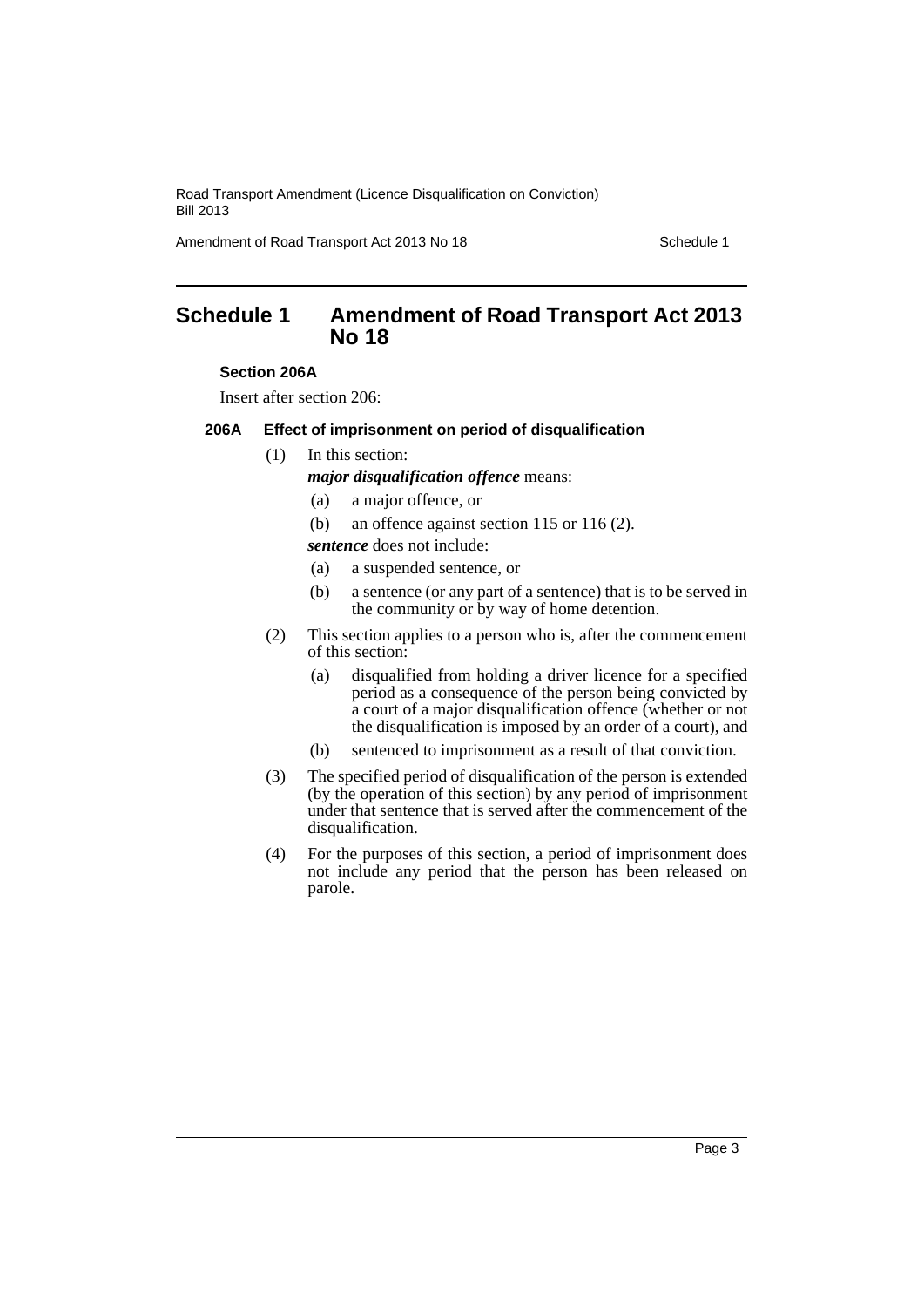## Schedule 1 Amendment of Road Transport Act 2013 No 18

**Section 206A**

Insert after section 206:

**206A Effect of imprisonment on period of disqualification**

(1) In this section:

***major disqualification offence*** means:

(a) a major offence, or

(b) an offence against section 115 or 116 (2).

***sentence*** does not include:

(a) a suspended sentence, or

(b) a sentence (or any part of a sentence) that is to be served in the community or by way of home detention.

(2) This section applies to a person who is, after the commencement of this section:

(a) disqualified from holding a driver licence for a specified period as a consequence of the person being convicted by a court of a major disqualification offence (whether or not the disqualification is imposed by an order of a court), and

(b) sentenced to imprisonment as a result of that conviction.

(3) The specified period of disqualification of the person is extended (by the operation of this section) by any period of imprisonment under that sentence that is served after the commencement of the disqualification.

(4) For the purposes of this section, a period of imprisonment does not include any period that the person has been released on parole.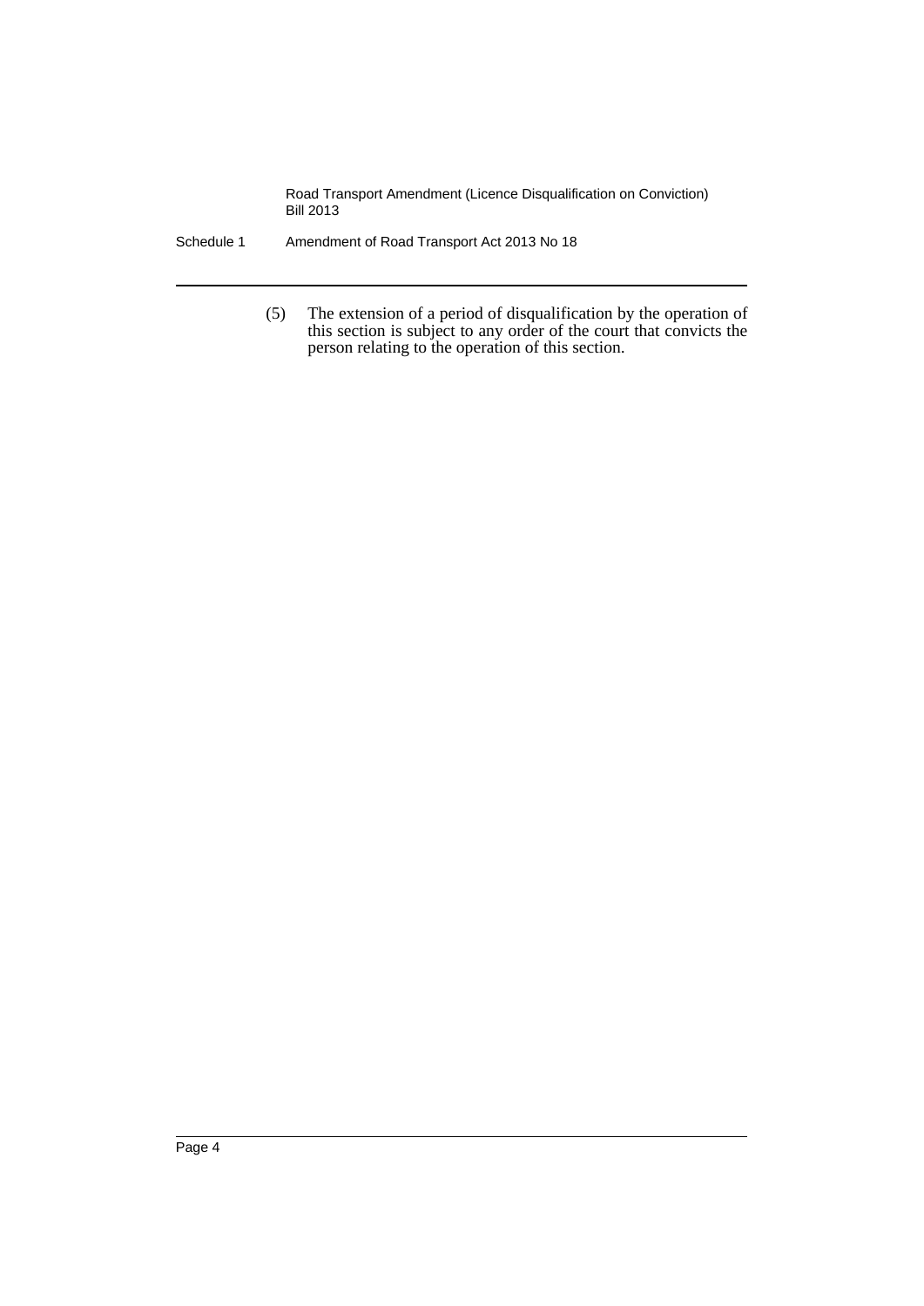(5) The extension of a period of disqualification by the operation of this section is subject to any order of the court that convicts the person relating to the operation of this section.